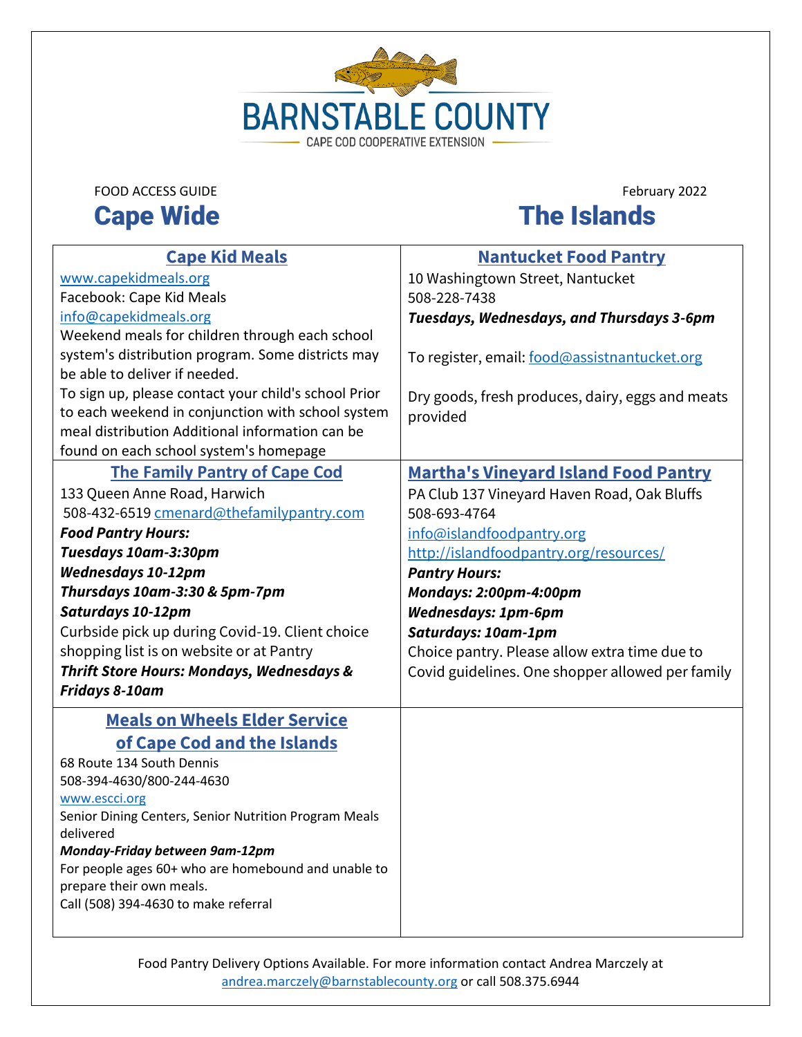# BARNSTABLE COUNTY

CAPE COD COOPERATIVE EXTENSION

FOOD ACCESS GUIDE

February 2022

## Cape Wide

### Cape Kid Meals

www.capekidmeals.org
Facebook: Cape Kid Meals
info@capekidmeals.org
Weekend meals for children through each school system's distribution program. Some districts may be able to deliver if needed.
To sign up, please contact your child's school Prior to each weekend in conjunction with school system meal distribution Additional information can be found on each school system's homepage

### The Family Pantry of Cape Cod

133 Queen Anne Road, Harwich
508-432-6519 cmenard@thefamilypantry.com
***Food Pantry Hours:***
***Tuesdays 10am-3:30pm***
***Wednesdays 10-12pm***
***Thursdays 10am-3:30 & 5pm-7pm***
***Saturdays 10-12pm***
Curbside pick up during Covid-19. Client choice shopping list is on website or at Pantry
***Thrift Store Hours: Mondays, Wednesdays & Fridays 8-10am***

### Meals on Wheels Elder Service of Cape Cod and the Islands

68 Route 134 South Dennis
508-394-4630/800-244-4630
www.escci.org
Senior Dining Centers, Senior Nutrition Program Meals delivered
***Monday-Friday between 9am-12pm***
For people ages 60+ who are homebound and unable to prepare their own meals.
Call (508) 394-4630 to make referral

## The Islands

### Nantucket Food Pantry

10 Washingtown Street, Nantucket
508-228-7438
***Tuesdays, Wednesdays, and Thursdays 3-6pm***

To register, email: food@assistnantucket.org

Dry goods, fresh produces, dairy, eggs and meats provided

### Martha's Vineyard Island Food Pantry

PA Club 137 Vineyard Haven Road, Oak Bluffs
508-693-4764
info@islandfoodpantry.org
http://islandfoodpantry.org/resources/
***Pantry Hours:***
***Mondays: 2:00pm-4:00pm***
***Wednesdays: 1pm-6pm***
***Saturdays: 10am-1pm***
Choice pantry. Please allow extra time due to Covid guidelines. One shopper allowed per family

Food Pantry Delivery Options Available. For more information contact Andrea Marczely at andrea.marczely@barnstablecounty.org or call 508.375.6944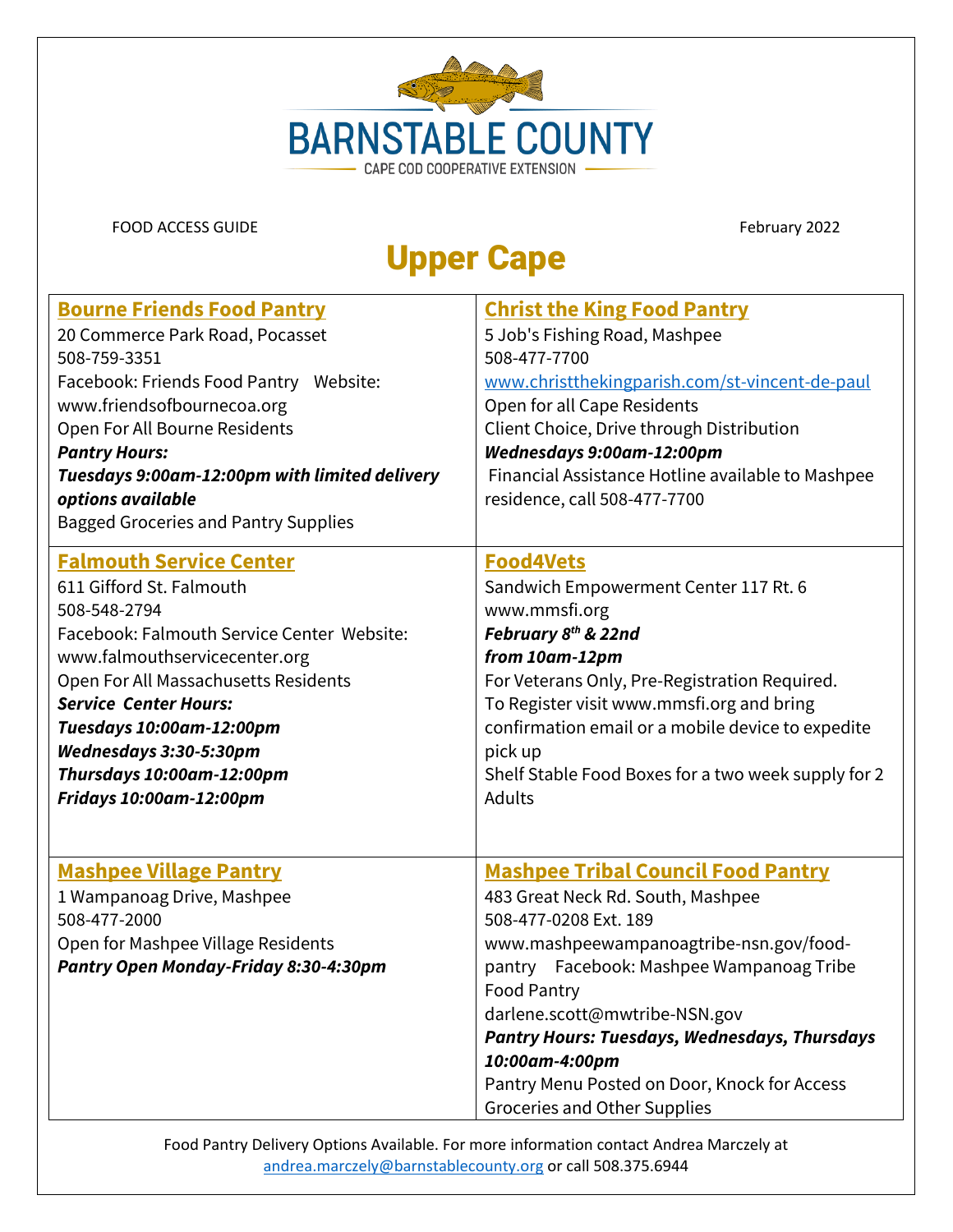BARNSTABLE COUNTY

CAPE COD COOPERATIVE EXTENSION

FOOD ACCESS GUIDE

February 2022

# Upper Cape

### Bourne Friends Food Pantry

20 Commerce Park Road, Pocasset
508-759-3351
Facebook: Friends Food Pantry Website: www.friendsofbournecoa.org
Open For All Bourne Residents
***Pantry Hours:***
***Tuesdays 9:00am-12:00pm with limited delivery options available***
Bagged Groceries and Pantry Supplies

### Christ the King Food Pantry

5 Job's Fishing Road, Mashpee
508-477-7700
www.christthekingparish.com/st-vincent-de-paul
Open for all Cape Residents
Client Choice, Drive through Distribution
***Wednesdays 9:00am-12:00pm***
Financial Assistance Hotline available to Mashpee residence, call 508-477-7700

### Falmouth Service Center

611 Gifford St. Falmouth
508-548-2794
Facebook: Falmouth Service Center Website: www.falmouthservicecenter.org
Open For All Massachusetts Residents
***Service Center Hours:***
***Tuesdays 10:00am-12:00pm***
***Wednesdays 3:30-5:30pm***
***Thursdays 10:00am-12:00pm***
***Fridays 10:00am-12:00pm***

### Food4Vets

Sandwich Empowerment Center 117 Rt. 6
www.mmsfi.org
***February 8th & 22nd***
***from 10am-12pm***
For Veterans Only, Pre-Registration Required.
To Register visit www.mmsfi.org and bring confirmation email or a mobile device to expedite pick up
Shelf Stable Food Boxes for a two week supply for 2 Adults

### Mashpee Village Pantry

1 Wampanoag Drive, Mashpee
508-477-2000
Open for Mashpee Village Residents
***Pantry Open Monday-Friday 8:30-4:30pm***

### Mashpee Tribal Council Food Pantry

483 Great Neck Rd. South, Mashpee
508-477-0208 Ext. 189
www.mashpeewampanoagtribe-nsn.gov/food-pantry Facebook: Mashpee Wampanoag Tribe Food Pantry
darlene.scott@mwtribe-NSN.gov
***Pantry Hours: Tuesdays, Wednesdays, Thursdays 10:00am-4:00pm***
Pantry Menu Posted on Door, Knock for Access
Groceries and Other Supplies

Food Pantry Delivery Options Available. For more information contact Andrea Marczely at andrea.marczely@barnstablecounty.org or call 508.375.6944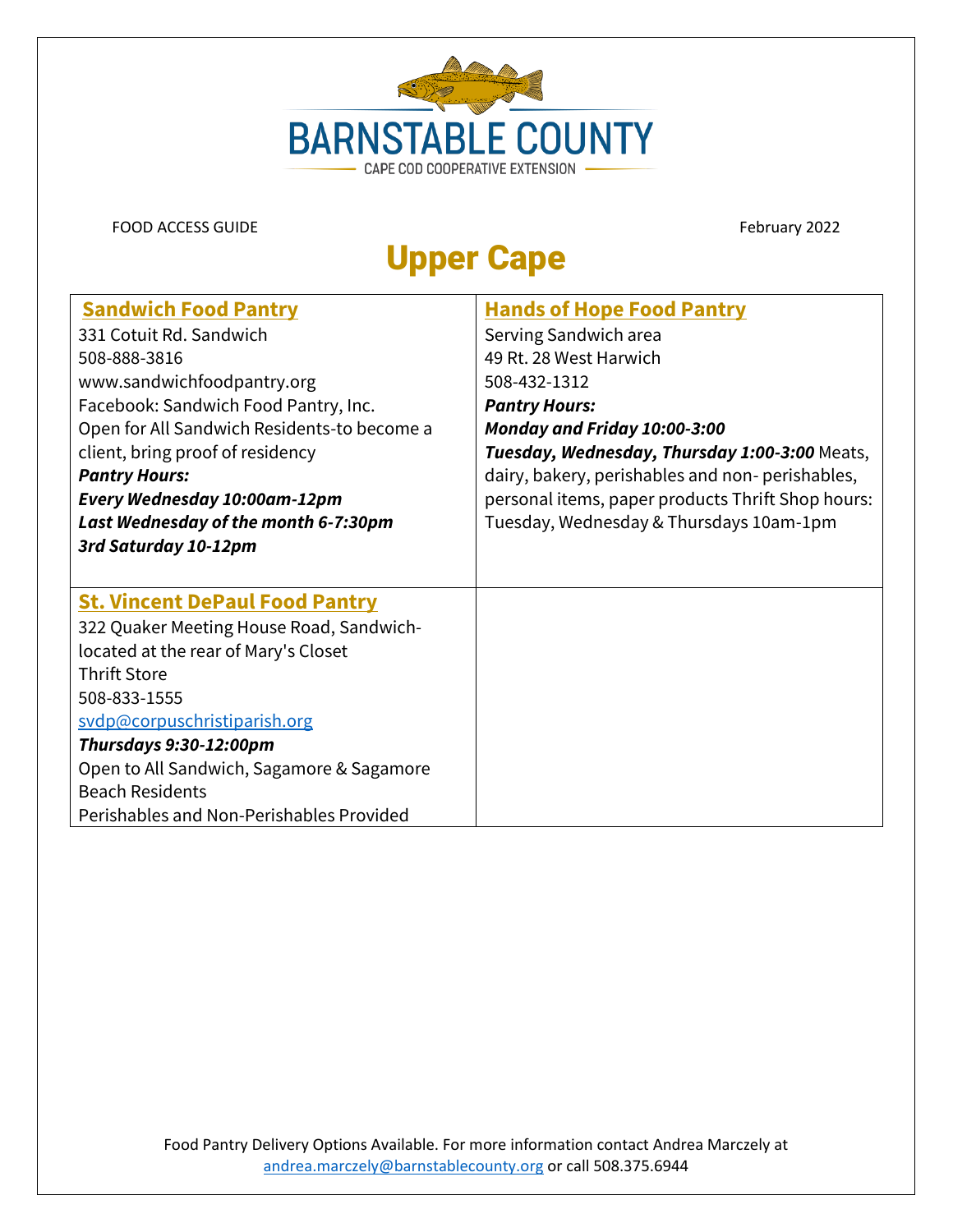BARNSTABLE COUNTY

CAPE COD COOPERATIVE EXTENSION

FOOD ACCESS GUIDE

February 2022

# Upper Cape

| **Sandwich Food Pantry**<br>331 Cotuit Rd. Sandwich<br>508-888-3816<br>www.sandwichfoodpantry.org<br>Facebook: Sandwich Food Pantry, Inc.<br>Open for All Sandwich Residents-to become a client, bring proof of residency<br>***Pantry Hours:***<br>***Every Wednesday 10:00am-12pm***<br>***Last Wednesday of the month 6-7:30pm***<br>***3rd Saturday 10-12pm*** | **Hands of Hope Food Pantry**<br>Serving Sandwich area<br>49 Rt. 28 West Harwich<br>508-432-1312<br>***Pantry Hours:***<br>***Monday and Friday 10:00-3:00***<br>***Tuesday, Wednesday, Thursday 1:00-3:00*** Meats, dairy, bakery, perishables and non- perishables, personal items, paper products Thrift Shop hours: Tuesday, Wednesday & Thursdays 10am-1pm |
|---|---|
| **St. Vincent DePaul Food Pantry**<br>322 Quaker Meeting House Road, Sandwich-located at the rear of Mary's Closet Thrift Store<br>508-833-1555<br>svdp@corpuschristiparish.org<br>***Thursdays 9:30-12:00pm***<br>Open to All Sandwich, Sagamore & Sagamore Beach Residents<br>Perishables and Non-Perishables Provided | |

Food Pantry Delivery Options Available. For more information contact Andrea Marczely at andrea.marczely@barnstablecounty.org or call 508.375.6944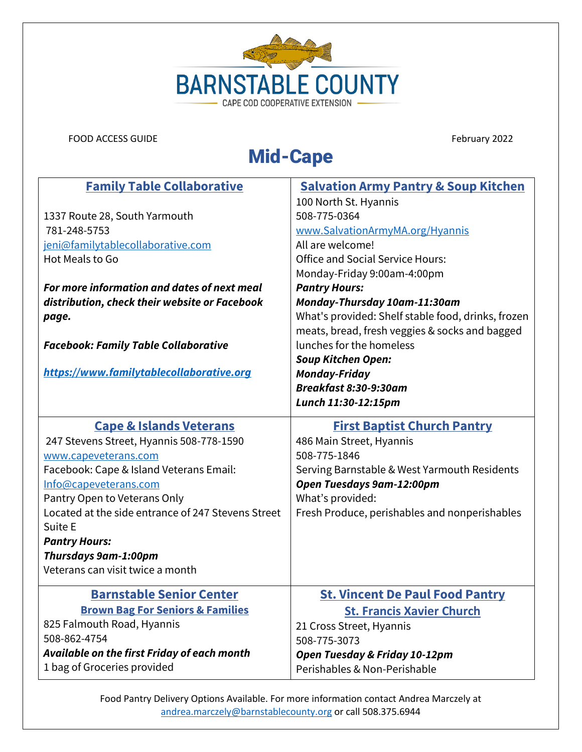BARNSTABLE COUNTY

CAPE COD COOPERATIVE EXTENSION

FOOD ACCESS GUIDE

February 2022

# Mid-Cape

## Family Table Collaborative

1337 Route 28, South Yarmouth
781-248-5753
jeni@familytablecollaborative.com
Hot Meals to Go

***For more information and dates of next meal distribution, check their website or Facebook page.***

***Facebook: Family Table Collaborative***

***https://www.familytablecollaborative.org***

## Salvation Army Pantry & Soup Kitchen

100 North St. Hyannis
508-775-0364
www.SalvationArmyMA.org/Hyannis
All are welcome!
Office and Social Service Hours:
Monday-Friday 9:00am-4:00pm
***Pantry Hours:***
***Monday-Thursday 10am-11:30am***
What's provided: Shelf stable food, drinks, frozen meats, bread, fresh veggies & socks and bagged lunches for the homeless
***Soup Kitchen Open:***
***Monday-Friday***
***Breakfast 8:30-9:30am***
***Lunch 11:30-12:15pm***

## Cape & Islands Veterans

247 Stevens Street, Hyannis 508-778-1590
www.capeveterans.com
Facebook: Cape & Island Veterans Email:
Info@capeveterans.com
Pantry Open to Veterans Only
Located at the side entrance of 247 Stevens Street Suite E
***Pantry Hours:***
***Thursdays 9am-1:00pm***
Veterans can visit twice a month

## First Baptist Church Pantry

486 Main Street, Hyannis
508-775-1846
Serving Barnstable & West Yarmouth Residents
***Open Tuesdays 9am-12:00pm***
What's provided:
Fresh Produce, perishables and nonperishables

## Barnstable Senior Center

### Brown Bag For Seniors & Families

825 Falmouth Road, Hyannis
508-862-4754
***Available on the first Friday of each month***
1 bag of Groceries provided

## St. Vincent De Paul Food Pantry

### St. Francis Xavier Church

21 Cross Street, Hyannis
508-775-3073
***Open Tuesday & Friday 10-12pm***
Perishables & Non-Perishable

Food Pantry Delivery Options Available. For more information contact Andrea Marczely at andrea.marczely@barnstablecounty.org or call 508.375.6944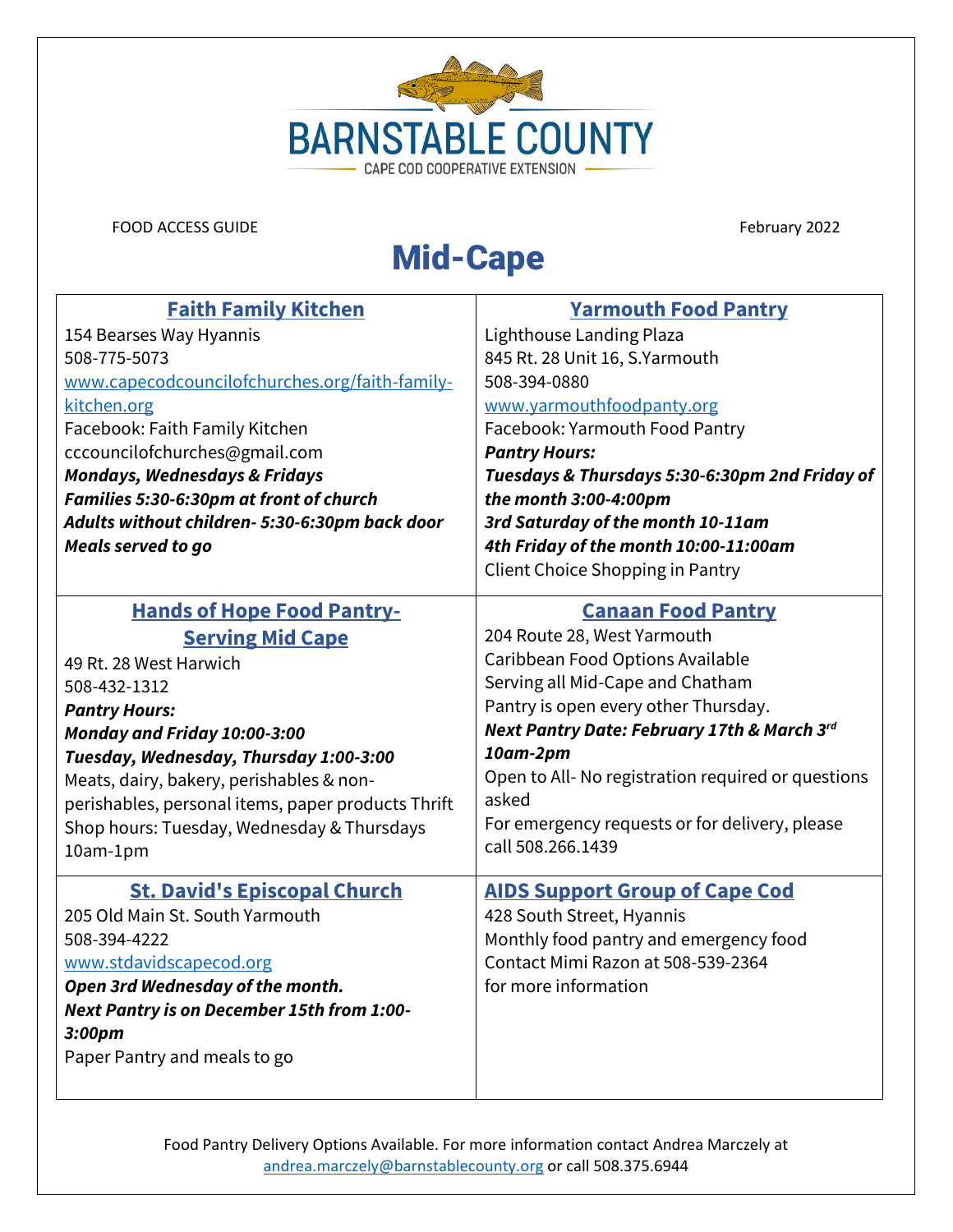BARNSTABLE COUNTY

CAPE COD COOPERATIVE EXTENSION

FOOD ACCESS GUIDE February 2022

# Mid-Cape

## Faith Family Kitchen

154 Bearses Way Hyannis
508-775-5073
www.capecodcouncilofchurches.org/faith-family-kitchen.org
Facebook: Faith Family Kitchen
cccouncilofchurches@gmail.com
***Mondays, Wednesdays & Fridays***
***Families 5:30-6:30pm at front of church***
***Adults without children- 5:30-6:30pm back door***
***Meals served to go***

## Yarmouth Food Pantry

Lighthouse Landing Plaza
845 Rt. 28 Unit 16, S.Yarmouth
508-394-0880
www.yarmouthfoodpanty.org
Facebook: Yarmouth Food Pantry
***Pantry Hours:***
***Tuesdays & Thursdays 5:30-6:30pm 2nd Friday of the month 3:00-4:00pm***
***3rd Saturday of the month 10-11am***
***4th Friday of the month 10:00-11:00am***
Client Choice Shopping in Pantry

## Hands of Hope Food Pantry- Serving Mid Cape

49 Rt. 28 West Harwich
508-432-1312
***Pantry Hours:***
***Monday and Friday 10:00-3:00***
***Tuesday, Wednesday, Thursday 1:00-3:00***
Meats, dairy, bakery, perishables & non-perishables, personal items, paper products Thrift Shop hours: Tuesday, Wednesday & Thursdays 10am-1pm

## Canaan Food Pantry

204 Route 28, West Yarmouth
Caribbean Food Options Available
Serving all Mid-Cape and Chatham
Pantry is open every other Thursday.
***Next Pantry Date: February 17th & March 3rd 10am-2pm***
Open to All- No registration required or questions asked
For emergency requests or for delivery, please call 508.266.1439

## St. David's Episcopal Church

205 Old Main St. South Yarmouth
508-394-4222
www.stdavidscapecod.org
***Open 3rd Wednesday of the month.***
***Next Pantry is on December 15th from 1:00-3:00pm***
Paper Pantry and meals to go

## AIDS Support Group of Cape Cod

428 South Street, Hyannis
Monthly food pantry and emergency food
Contact Mimi Razon at 508-539-2364
for more information

Food Pantry Delivery Options Available. For more information contact Andrea Marczely at andrea.marczely@barnstablecounty.org or call 508.375.6944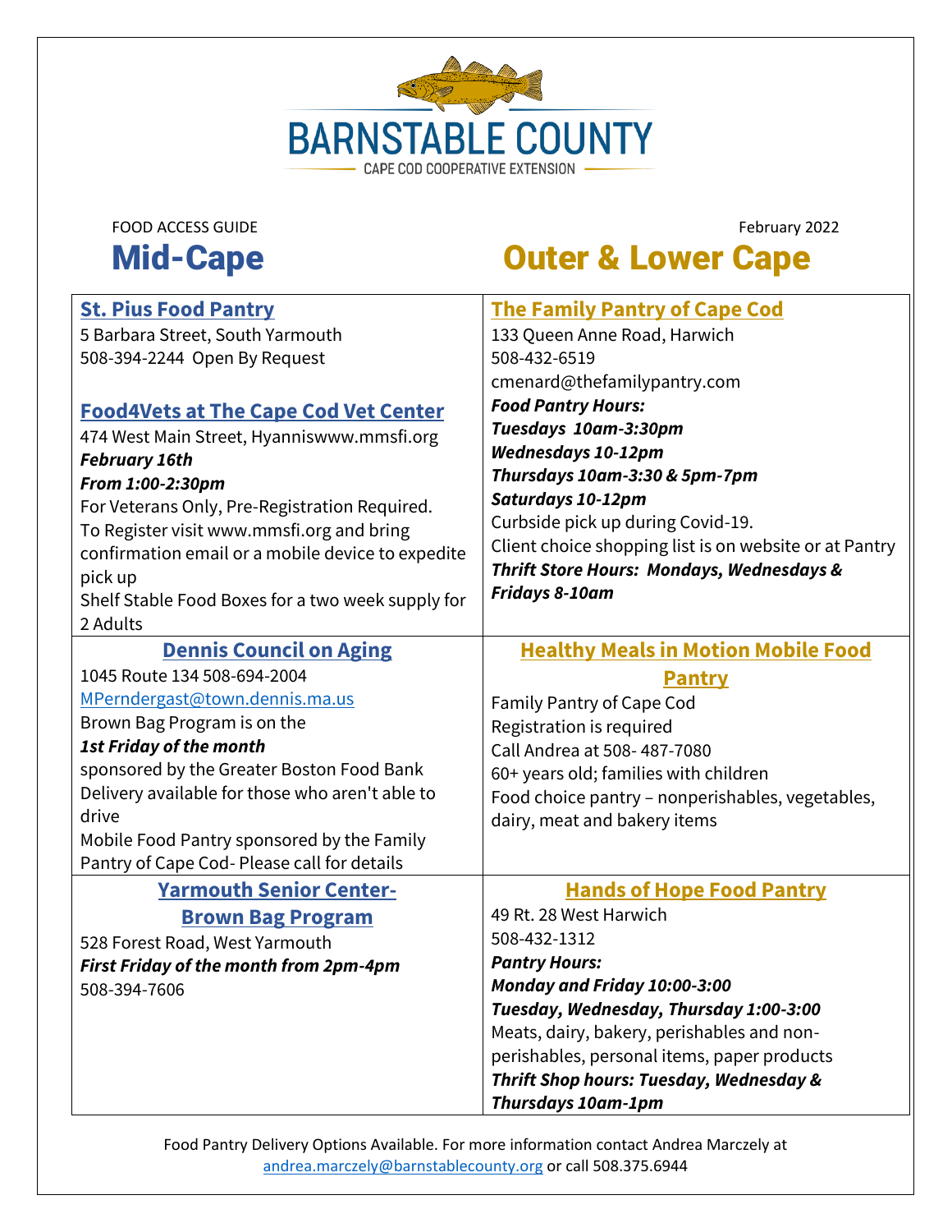BARNSTABLE COUNTY

CAPE COD COOPERATIVE EXTENSION

FOOD ACCESS GUIDE

February 2022

# Mid-Cape

## St. Pius Food Pantry

5 Barbara Street, South Yarmouth

508-394-2244 Open By Request

## Food4Vets at The Cape Cod Vet Center

474 West Main Street, Hyanniswww.mmsfi.org

***February 16th***

***From 1:00-2:30pm***

For Veterans Only, Pre-Registration Required.

To Register visit www.mmsfi.org and bring confirmation email or a mobile device to expedite pick up

Shelf Stable Food Boxes for a two week supply for 2 Adults

## Dennis Council on Aging

1045 Route 134 508-694-2004

MPerndergast@town.dennis.ma.us

Brown Bag Program is on the

***1st Friday of the month***

sponsored by the Greater Boston Food Bank

Delivery available for those who aren't able to drive

Mobile Food Pantry sponsored by the Family Pantry of Cape Cod- Please call for details

## Yarmouth Senior Center- Brown Bag Program

528 Forest Road, West Yarmouth

***First Friday of the month from 2pm-4pm***

508-394-7606

# Outer & Lower Cape

## The Family Pantry of Cape Cod

133 Queen Anne Road, Harwich

508-432-6519

cmenard@thefamilypantry.com

***Food Pantry Hours:***

***Tuesdays 10am-3:30pm***

***Wednesdays 10-12pm***

***Thursdays 10am-3:30 & 5pm-7pm***

***Saturdays 10-12pm***

Curbside pick up during Covid-19.

Client choice shopping list is on website or at Pantry

***Thrift Store Hours: Mondays, Wednesdays & Fridays 8-10am***

## Healthy Meals in Motion Mobile Food Pantry

Family Pantry of Cape Cod

Registration is required

Call Andrea at 508- 487-7080

60+ years old; families with children

Food choice pantry – nonperishables, vegetables, dairy, meat and bakery items

## Hands of Hope Food Pantry

49 Rt. 28 West Harwich

508-432-1312

***Pantry Hours:***

***Monday and Friday 10:00-3:00***

***Tuesday, Wednesday, Thursday 1:00-3:00***

Meats, dairy, bakery, perishables and non-perishables, personal items, paper products

***Thrift Shop hours: Tuesday, Wednesday & Thursdays 10am-1pm***

Food Pantry Delivery Options Available. For more information contact Andrea Marczely at andrea.marczely@barnstablecounty.org or call 508.375.6944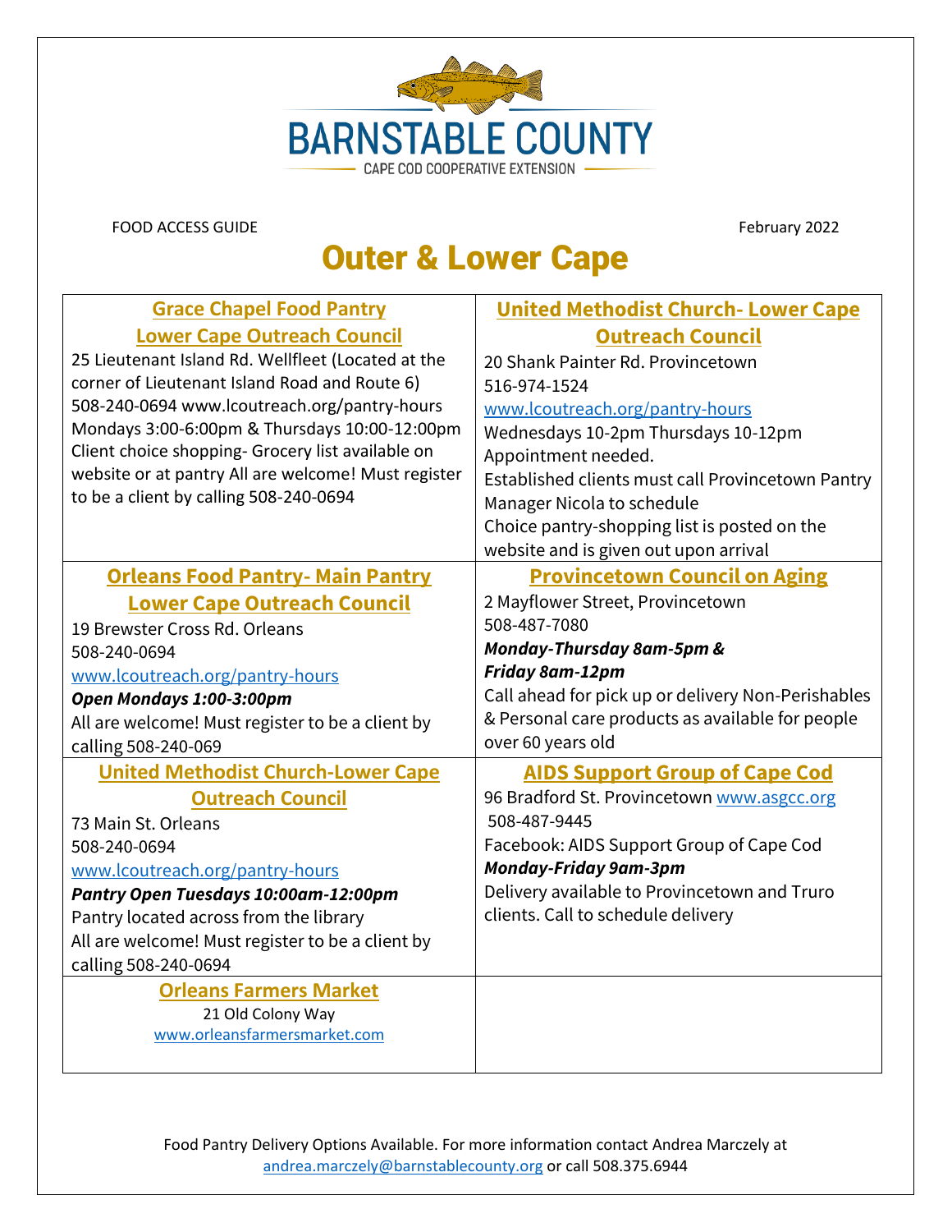BARNSTABLE COUNTY

CAPE COD COOPERATIVE EXTENSION

FOOD ACCESS GUIDE February 2022

# Outer & Lower Cape

| Grace Chapel Food Pantry<br>Lower Cape Outreach Council<br>25 Lieutenant Island Rd. Wellfleet (Located at the corner of Lieutenant Island Road and Route 6)<br>508-240-0694 www.lcoutreach.org/pantry-hours<br>Mondays 3:00-6:00pm & Thursdays 10:00-12:00pm<br>Client choice shopping- Grocery list available on website or at pantry All are welcome! Must register to be a client by calling 508-240-0694 | United Methodist Church- Lower Cape Outreach Council<br>20 Shank Painter Rd. Provincetown<br>516-974-1524<br>www.lcoutreach.org/pantry-hours<br>Wednesdays 10-2pm Thursdays 10-12pm<br>Appointment needed.<br>Established clients must call Provincetown Pantry Manager Nicola to schedule<br>Choice pantry-shopping list is posted on the website and is given out upon arrival |
|---|---|
| Orleans Food Pantry- Main Pantry<br>Lower Cape Outreach Council<br>19 Brewster Cross Rd. Orleans<br>508-240-0694<br>www.lcoutreach.org/pantry-hours<br>***Open Mondays 1:00-3:00pm***<br>All are welcome! Must register to be a client by calling 508-240-069 | Provincetown Council on Aging<br>2 Mayflower Street, Provincetown<br>508-487-7080<br>***Monday-Thursday 8am-5pm &***<br>***Friday 8am-12pm***<br>Call ahead for pick up or delivery Non-Perishables & Personal care products as available for people over 60 years old |
| United Methodist Church-Lower Cape Outreach Council<br>73 Main St. Orleans<br>508-240-0694<br>www.lcoutreach.org/pantry-hours<br>***Pantry Open Tuesdays 10:00am-12:00pm***<br>Pantry located across from the library<br>All are welcome! Must register to be a client by calling 508-240-0694 | AIDS Support Group of Cape Cod<br>96 Bradford St. Provincetown www.asgcc.org<br>508-487-9445<br>Facebook: AIDS Support Group of Cape Cod<br>***Monday-Friday 9am-3pm***<br>Delivery available to Provincetown and Truro clients. Call to schedule delivery |
| Orleans Farmers Market<br>21 Old Colony Way<br>www.orleansfarmersmarket.com | |

Food Pantry Delivery Options Available. For more information contact Andrea Marczely at andrea.marczely@barnstablecounty.org or call 508.375.6944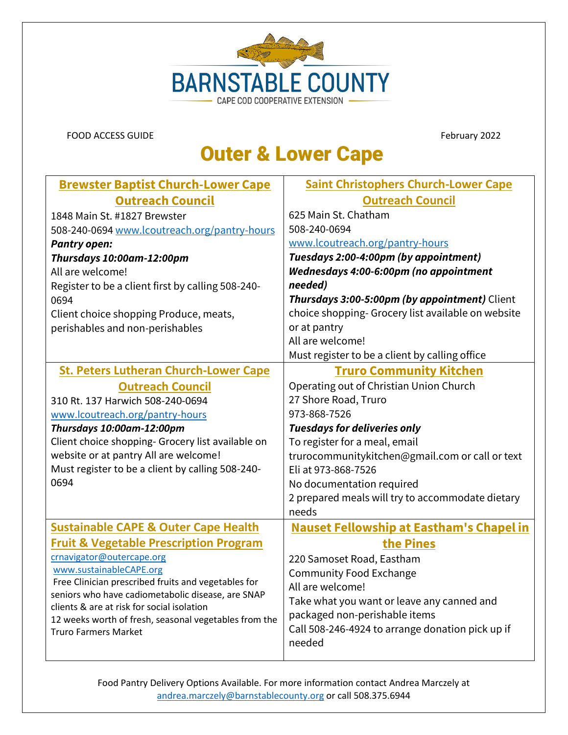BARNSTABLE COUNTY

CAPE COD COOPERATIVE EXTENSION

FOOD ACCESS GUIDE February 2022

# Outer & Lower Cape

## Brewster Baptist Church-Lower Cape Outreach Council

1848 Main St. #1827 Brewster
508-240-0694 www.lcoutreach.org/pantry-hours
***Pantry open:***
***Thursdays 10:00am-12:00pm***
All are welcome!
Register to be a client first by calling 508-240-0694
Client choice shopping Produce, meats, perishables and non-perishables

## Saint Christophers Church-Lower Cape Outreach Council

625 Main St. Chatham
508-240-0694
www.lcoutreach.org/pantry-hours
***Tuesdays 2:00-4:00pm (by appointment)***
***Wednesdays 4:00-6:00pm (no appointment needed)***
***Thursdays 3:00-5:00pm (by appointment)*** Client choice shopping- Grocery list available on website or at pantry
All are welcome!
Must register to be a client by calling office

## St. Peters Lutheran Church-Lower Cape Outreach Council

310 Rt. 137 Harwich 508-240-0694
www.lcoutreach.org/pantry-hours
***Thursdays 10:00am-12:00pm***
Client choice shopping- Grocery list available on website or at pantry All are welcome!
Must register to be a client by calling 508-240-0694

## Truro Community Kitchen

Operating out of Christian Union Church
27 Shore Road, Truro
973-868-7526
***Tuesdays for deliveries only***
To register for a meal, email trurocommunitykitchen@gmail.com or call or text Eli at 973-868-7526
No documentation required
2 prepared meals will try to accommodate dietary needs

## Sustainable CAPE & Outer Cape Health Fruit & Vegetable Prescription Program

crnavigator@outercape.org
www.sustainableCAPE.org
Free Clinician prescribed fruits and vegetables for seniors who have cardiometabolic disease, are SNAP clients & are at risk for social isolation
12 weeks worth of fresh, seasonal vegetables from the Truro Farmers Market

## Nauset Fellowship at Eastham's Chapel in the Pines

220 Samoset Road, Eastham
Community Food Exchange
All are welcome!
Take what you want or leave any canned and packaged non-perishable items
Call 508-246-4924 to arrange donation pick up if needed

Food Pantry Delivery Options Available. For more information contact Andrea Marczely at andrea.marczely@barnstablecounty.org or call 508.375.6944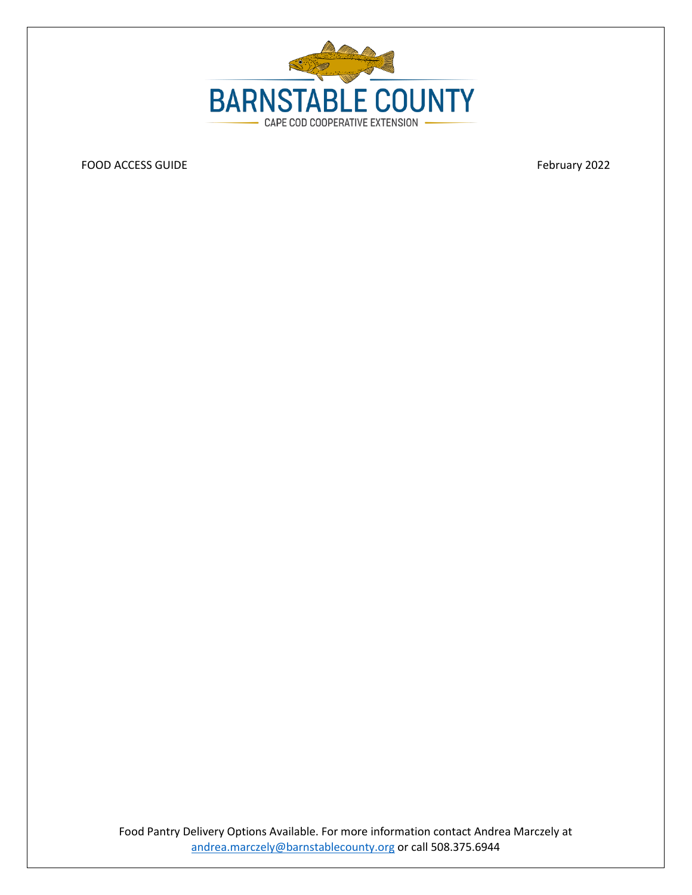BARNSTABLE COUNTY

CAPE COD COOPERATIVE EXTENSION

FOOD ACCESS GUIDE

February 2022

Food Pantry Delivery Options Available. For more information contact Andrea Marczely at andrea.marczely@barnstablecounty.org or call 508.375.6944